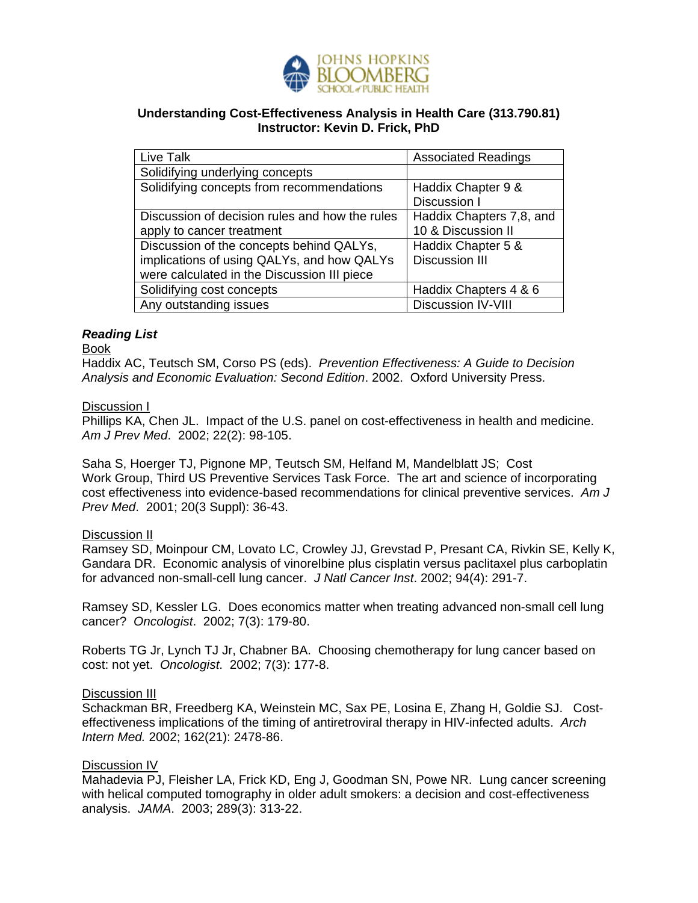**Understanding Cost-Effectiveness Analysis in Health Care (313.790.81)**
**Instructor: Kevin D. Frick, PhD**

| Live Talk | Associated Readings |
|---|---|
| Solidifying underlying concepts | |
| Solidifying concepts from recommendations | Haddix Chapter 9 & Discussion I |
| Discussion of decision rules and how the rules apply to cancer treatment | Haddix Chapters 7,8, and 10 & Discussion II |
| Discussion of the concepts behind QALYs, implications of using QALYs, and how QALYs were calculated in the Discussion III piece | Haddix Chapter 5 & Discussion III |
| Solidifying cost concepts | Haddix Chapters 4 & 6 |
| Any outstanding issues | Discussion IV-VIII |

***Reading List***

Book

Haddix AC, Teutsch SM, Corso PS (eds). *Prevention Effectiveness: A Guide to Decision Analysis and Economic Evaluation: Second Edition*. 2002. Oxford University Press.

Discussion I

Phillips KA, Chen JL. Impact of the U.S. panel on cost-effectiveness in health and medicine. *Am J Prev Med*. 2002; 22(2): 98-105.

Saha S, Hoerger TJ, Pignone MP, Teutsch SM, Helfand M, Mandelblatt JS; Cost Work Group, Third US Preventive Services Task Force. The art and science of incorporating cost effectiveness into evidence-based recommendations for clinical preventive services. *Am J Prev Med*. 2001; 20(3 Suppl): 36-43.

Discussion II

Ramsey SD, Moinpour CM, Lovato LC, Crowley JJ, Grevstad P, Presant CA, Rivkin SE, Kelly K, Gandara DR. Economic analysis of vinorelbine plus cisplatin versus paclitaxel plus carboplatin for advanced non-small-cell lung cancer. *J Natl Cancer Inst*. 2002; 94(4): 291-7.

Ramsey SD, Kessler LG. Does economics matter when treating advanced non-small cell lung cancer? *Oncologist*. 2002; 7(3): 179-80.

Roberts TG Jr, Lynch TJ Jr, Chabner BA. Choosing chemotherapy for lung cancer based on cost: not yet. *Oncologist*. 2002; 7(3): 177-8.

Discussion III

Schackman BR, Freedberg KA, Weinstein MC, Sax PE, Losina E, Zhang H, Goldie SJ. Cost-effectiveness implications of the timing of antiretroviral therapy in HIV-infected adults. *Arch Intern Med.* 2002; 162(21): 2478-86.

Discussion IV

Mahadevia PJ, Fleisher LA, Frick KD, Eng J, Goodman SN, Powe NR. Lung cancer screening with helical computed tomography in older adult smokers: a decision and cost-effectiveness analysis. *JAMA*. 2003; 289(3): 313-22.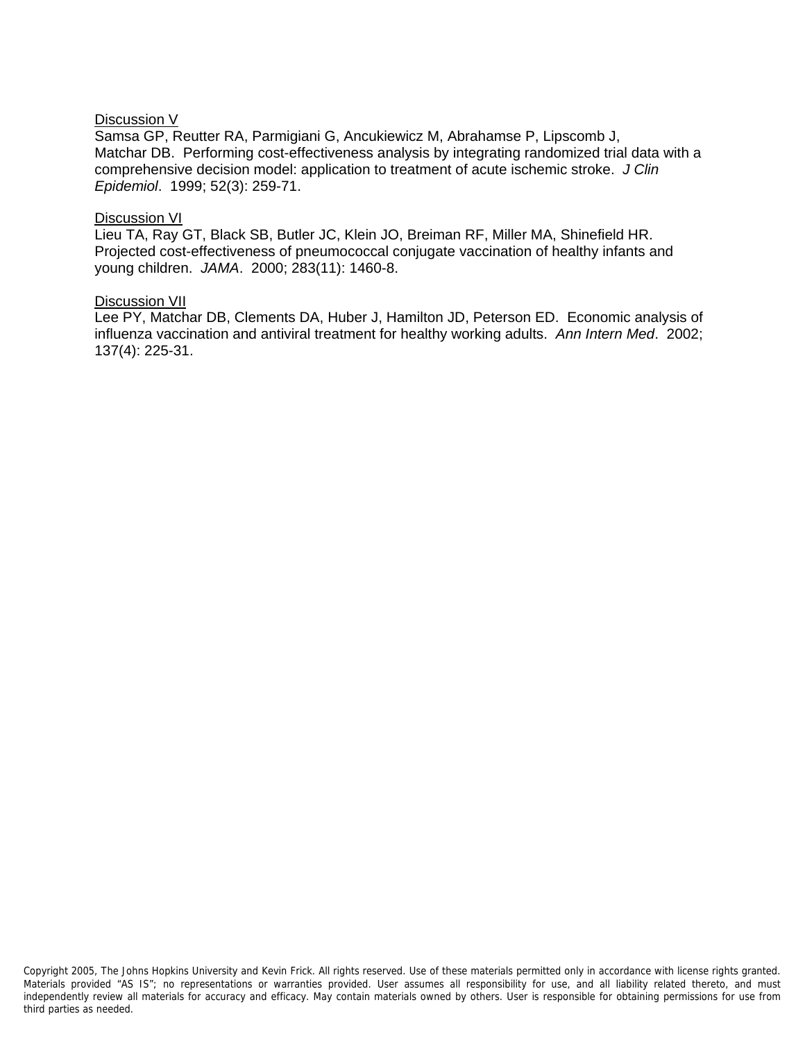Discussion V
Samsa GP, Reutter RA, Parmigiani G, Ancukiewicz M, Abrahamse P, Lipscomb J, Matchar DB. Performing cost-effectiveness analysis by integrating randomized trial data with a comprehensive decision model: application to treatment of acute ischemic stroke. *J Clin Epidemiol*. 1999; 52(3): 259-71.

Discussion VI
Lieu TA, Ray GT, Black SB, Butler JC, Klein JO, Breiman RF, Miller MA, Shinefield HR. Projected cost-effectiveness of pneumococcal conjugate vaccination of healthy infants and young children. *JAMA*. 2000; 283(11): 1460-8.

Discussion VII
Lee PY, Matchar DB, Clements DA, Huber J, Hamilton JD, Peterson ED. Economic analysis of influenza vaccination and antiviral treatment for healthy working adults. *Ann Intern Med*. 2002; 137(4): 225-31.